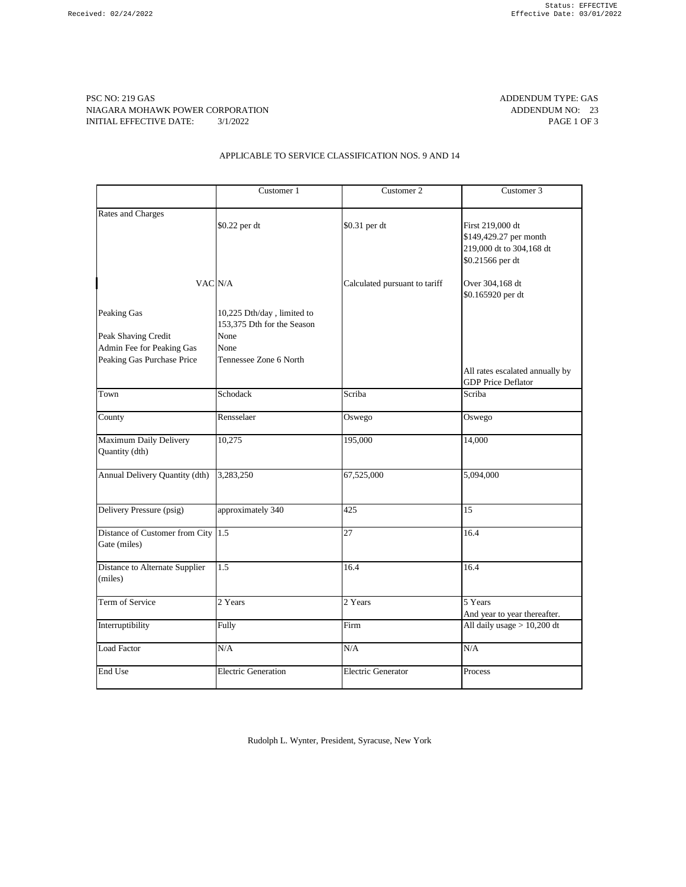PSC NO: 219 GAS
NIAGARA MOHAWK POWER CORPORATION
INITIAL EFFECTIVE DATE: 3/1/2022

ADDENDUM TYPE: GAS
ADDENDUM NO: 23

APPLICABLE TO SERVICE CLASSIFICATION NOS. 9 AND 14

| | Customer 1 | Customer 2 | Customer 3 |
|---|---|---|---|
| Rates and Charges | $0.22 per dt | $0.31 per dt | First 219,000 dt<br>$149,429.27 per month<br>219,000 dt to 304,168 dt<br>$0.21566 per dt |
| VAC | N/A | Calculated pursuant to tariff | Over 304,168 dt<br>$0.165920 per dt |
| Peaking Gas | 10,225 Dth/day , limited to 153,375 Dth for the Season | | |
| Peak Shaving Credit | None | | |
| Admin Fee for Peaking Gas | None | | |
| Peaking Gas Purchase Price | Tennessee Zone 6 North | | All rates escalated annually by GDP Price Deflator |
| Town | Schodack | Scriba | Scriba |
| County | Rensselaer | Oswego | Oswego |
| Maximum Daily Delivery Quantity (dth) | 10,275 | 195,000 | 14,000 |
| Annual Delivery Quantity (dth) | 3,283,250 | 67,525,000 | 5,094,000 |
| Delivery Pressure (psig) | approximately 340 | 425 | 15 |
| Distance of Customer from City Gate (miles) | 1.5 | 27 | 16.4 |
| Distance to Alternate Supplier (miles) | 1.5 | 16.4 | 16.4 |
| Term of Service | 2 Years | 2 Years | 5 Years<br>And year to year thereafter. |
| Interruptibility | Fully | Firm | All daily usage > 10,200 dt |
| Load Factor | N/A | N/A | N/A |
| End Use | Electric Generation | Electric Generator | Process |

Rudolph L. Wynter, President, Syracuse, New York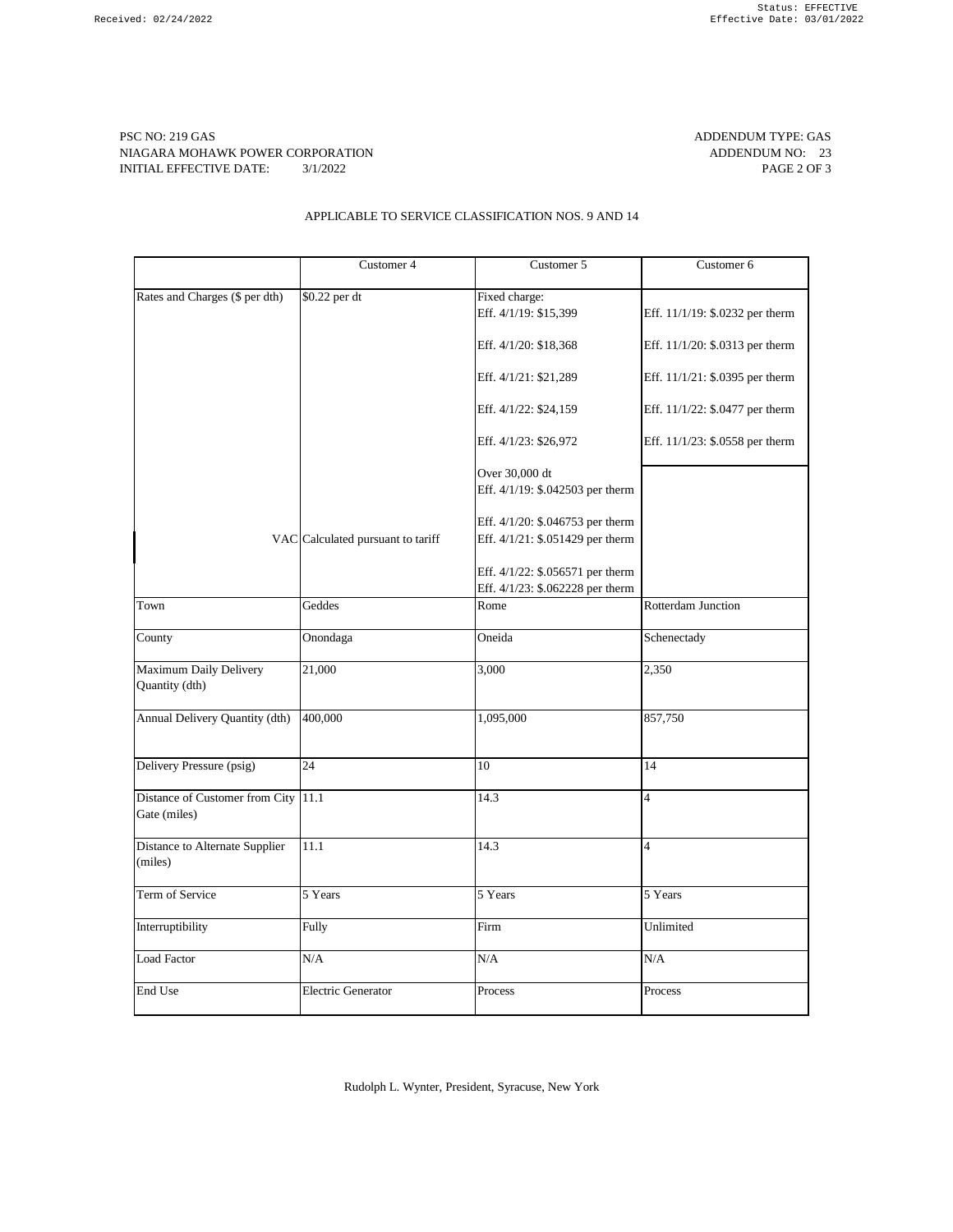PSC NO: 219 GAS
NIAGARA MOHAWK POWER CORPORATION
INITIAL EFFECTIVE DATE: 3/1/2022

ADDENDUM TYPE: GAS
ADDENDUM NO: 23
PAGE 2 OF 3

APPLICABLE TO SERVICE CLASSIFICATION NOS. 9 AND 14

| | Customer 4 | Customer 5 | Customer 6 |
|---|---|---|---|
| Rates and Charges ($ per dth) | $0.22 per dt<br><br>VAC Calculated pursuant to tariff | Fixed charge:<br>Eff. 4/1/19: $15,399<br>Eff. 4/1/20: $18,368<br>Eff. 4/1/21: $21,289<br>Eff. 4/1/22: $24,159<br>Eff. 4/1/23: $26,972<br><br>Over 30,000 dt<br>Eff. 4/1/19: $.042503 per therm<br>Eff. 4/1/20: $.046753 per therm<br>Eff. 4/1/21: $.051429 per therm<br>Eff. 4/1/22: $.056571 per therm<br>Eff. 4/1/23: $.062228 per therm | Eff. 11/1/19: $.0232 per therm<br>Eff. 11/1/20: $.0313 per therm<br>Eff. 11/1/21: $.0395 per therm<br>Eff. 11/1/22: $.0477 per therm<br>Eff. 11/1/23: $.0558 per therm |
| Town | Geddes | Rome | Rotterdam Junction |
| County | Onondaga | Oneida | Schenectady |
| Maximum Daily Delivery Quantity (dth) | 21,000 | 3,000 | 2,350 |
| Annual Delivery Quantity (dth) | 400,000 | 1,095,000 | 857,750 |
| Delivery Pressure (psig) | 24 | 10 | 14 |
| Distance of Customer from City Gate (miles) | 11.1 | 14.3 | 4 |
| Distance to Alternate Supplier (miles) | 11.1 | 14.3 | 4 |
| Term of Service | 5 Years | 5 Years | 5 Years |
| Interruptibility | Fully | Firm | Unlimited |
| Load Factor | N/A | N/A | N/A |
| End Use | Electric Generator | Process | Process |

Rudolph L. Wynter, President, Syracuse, New York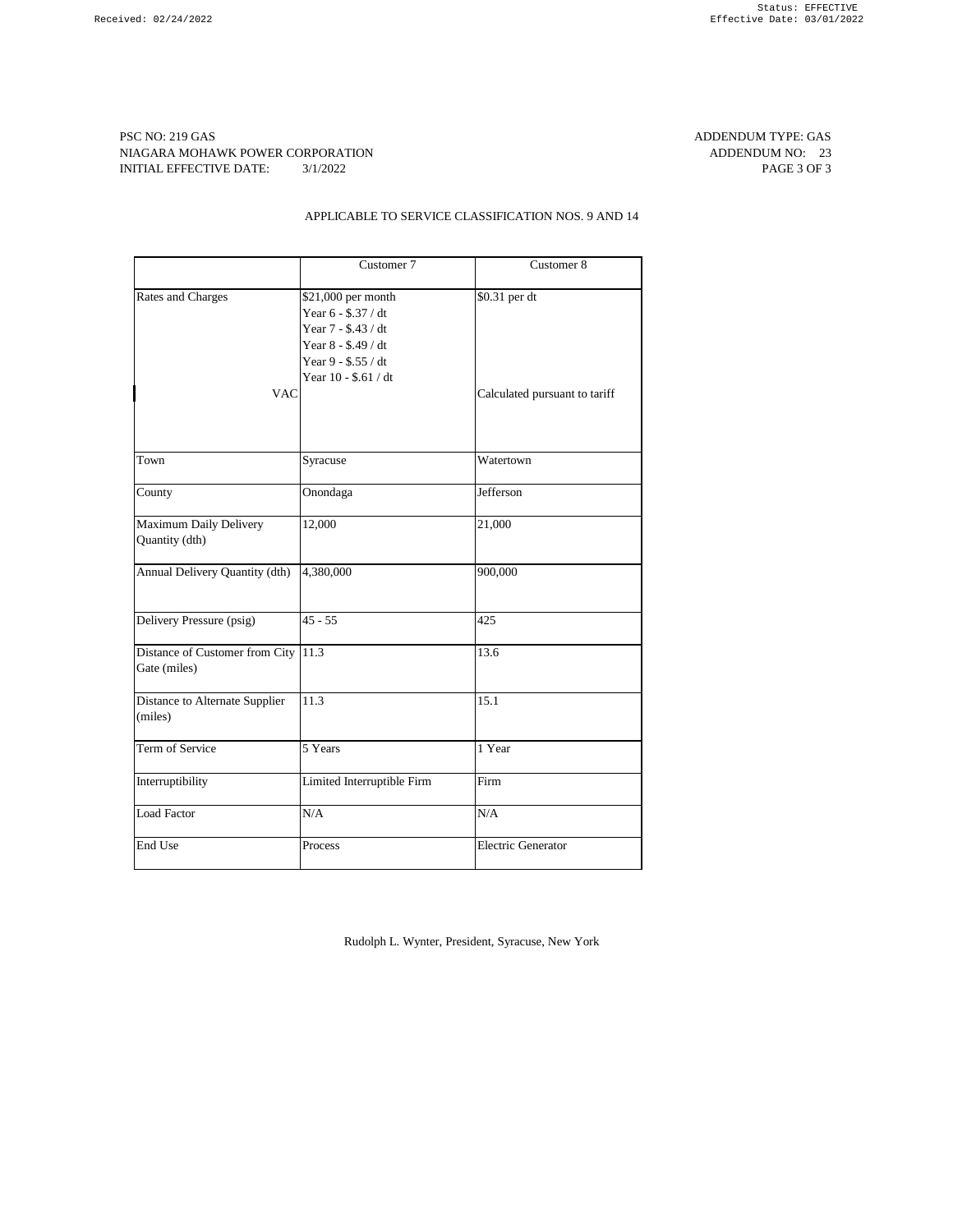PSC NO: 219 GAS
NIAGARA MOHAWK POWER CORPORATION
INITIAL EFFECTIVE DATE: 3/1/2022

ADDENDUM TYPE: GAS
ADDENDUM NO: 23
PAGE 3 OF 3

APPLICABLE TO SERVICE CLASSIFICATION NOS. 9 AND 14

| | Customer 7 | Customer 8 |
|---|---|---|
| Rates and Charges | \$21,000 per month<br>Year 6 - \$.37 / dt<br>Year 7 - \$.43 / dt<br>Year 8 - \$.49 / dt<br>Year 9 - \$.55 / dt<br>Year 10 - \$.61 / dt | \$0.31 per dt |
| VAC | | Calculated pursuant to tariff |
| Town | Syracuse | Watertown |
| County | Onondaga | Jefferson |
| Maximum Daily Delivery Quantity (dth) | 12,000 | 21,000 |
| Annual Delivery Quantity (dth) | 4,380,000 | 900,000 |
| Delivery Pressure (psig) | 45 - 55 | 425 |
| Distance of Customer from City Gate (miles) | 11.3 | 13.6 |
| Distance to Alternate Supplier (miles) | 11.3 | 15.1 |
| Term of Service | 5 Years | 1 Year |
| Interruptibility | Limited Interruptible Firm | Firm |
| Load Factor | N/A | N/A |
| End Use | Process | Electric Generator |

Rudolph L. Wynter, President, Syracuse, New York